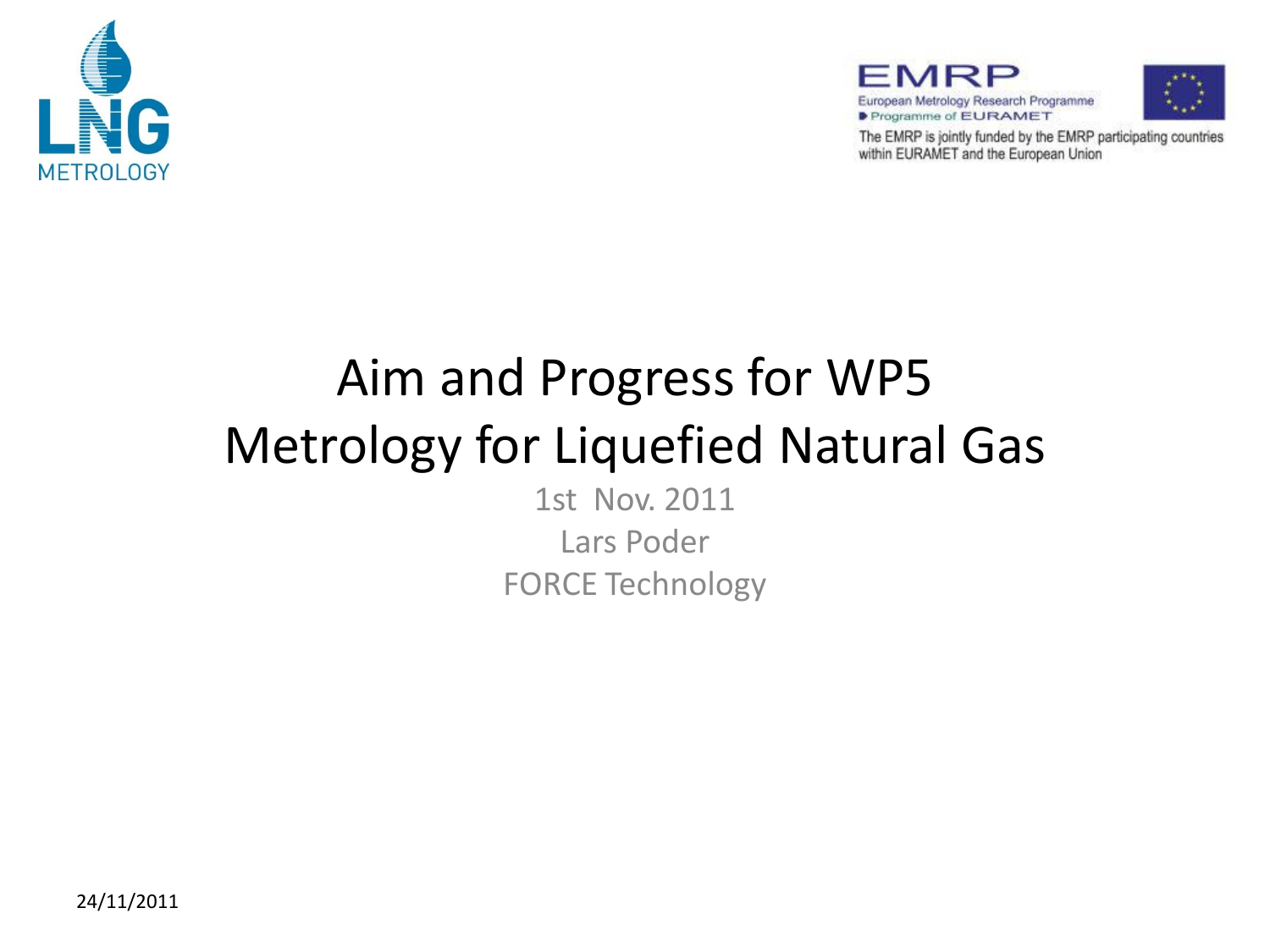LNG METROLOGY

EMRP
European Metrology Research Programme
Programme of EURAMET

The EMRP is jointly funded by the EMRP participating countries within EURAMET and the European Union

# Aim and Progress for WP5
# Metrology for Liquefied Natural Gas

1st Nov. 2011

Lars Poder

FORCE Technology

24/11/2011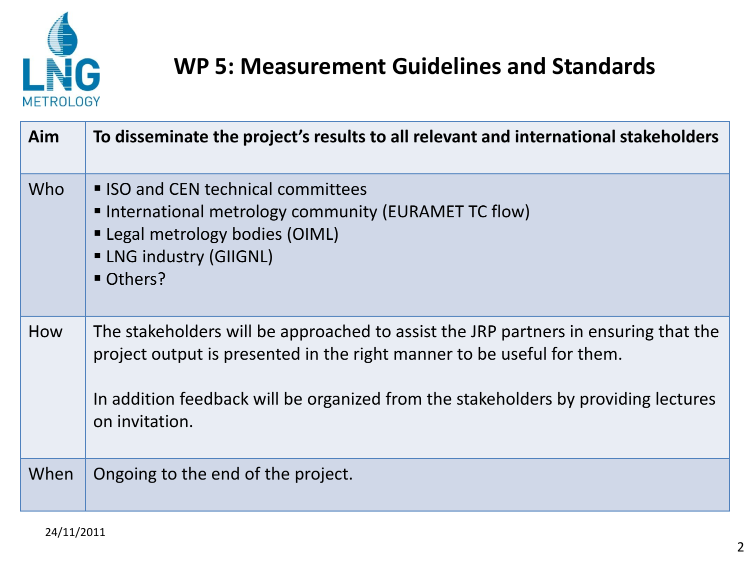# WP 5: Measurement Guidelines and Standards

| **Aim** | **To disseminate the project's results to all relevant and international stakeholders** |
|---|---|
| Who | ▪ ISO and CEN technical committees<br>▪ International metrology community (EURAMET TC flow)<br>▪ Legal metrology bodies (OIML)<br>▪ LNG industry (GIIGNL)<br>▪ Others? |
| How | The stakeholders will be approached to assist the JRP partners in ensuring that the project output is presented in the right manner to be useful for them.<br><br>In addition feedback will be organized from the stakeholders by providing lectures on invitation. |
| When | Ongoing to the end of the project. |

24/11/2011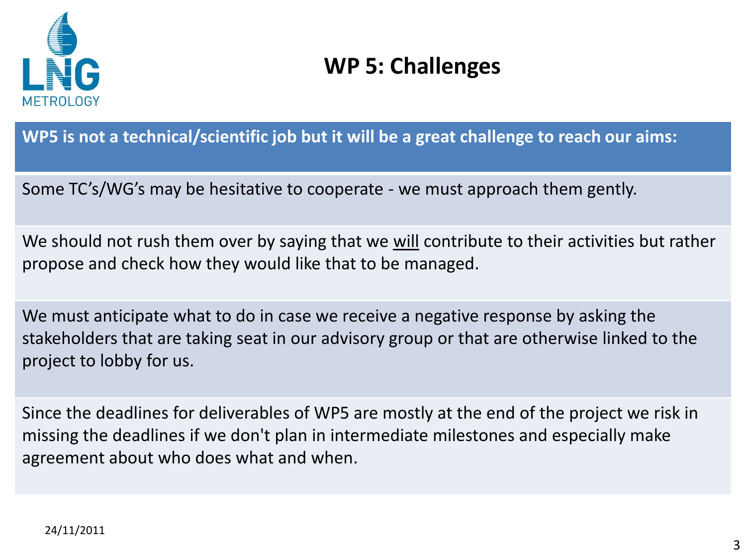# WP 5: Challenges

**WP5 is not a technical/scientific job but it will be a great challenge to reach our aims:**

Some TC's/WG's may be hesitative to cooperate - we must approach them gently.

We should not rush them over by saying that we <u>will</u> contribute to their activities but rather propose and check how they would like that to be managed.

We must anticipate what to do in case we receive a negative response by asking the stakeholders that are taking seat in our advisory group or that are otherwise linked to the project to lobby for us.

Since the deadlines for deliverables of WP5 are mostly at the end of the project we risk in missing the deadlines if we don't plan in intermediate milestones and especially make agreement about who does what and when.

24/11/2011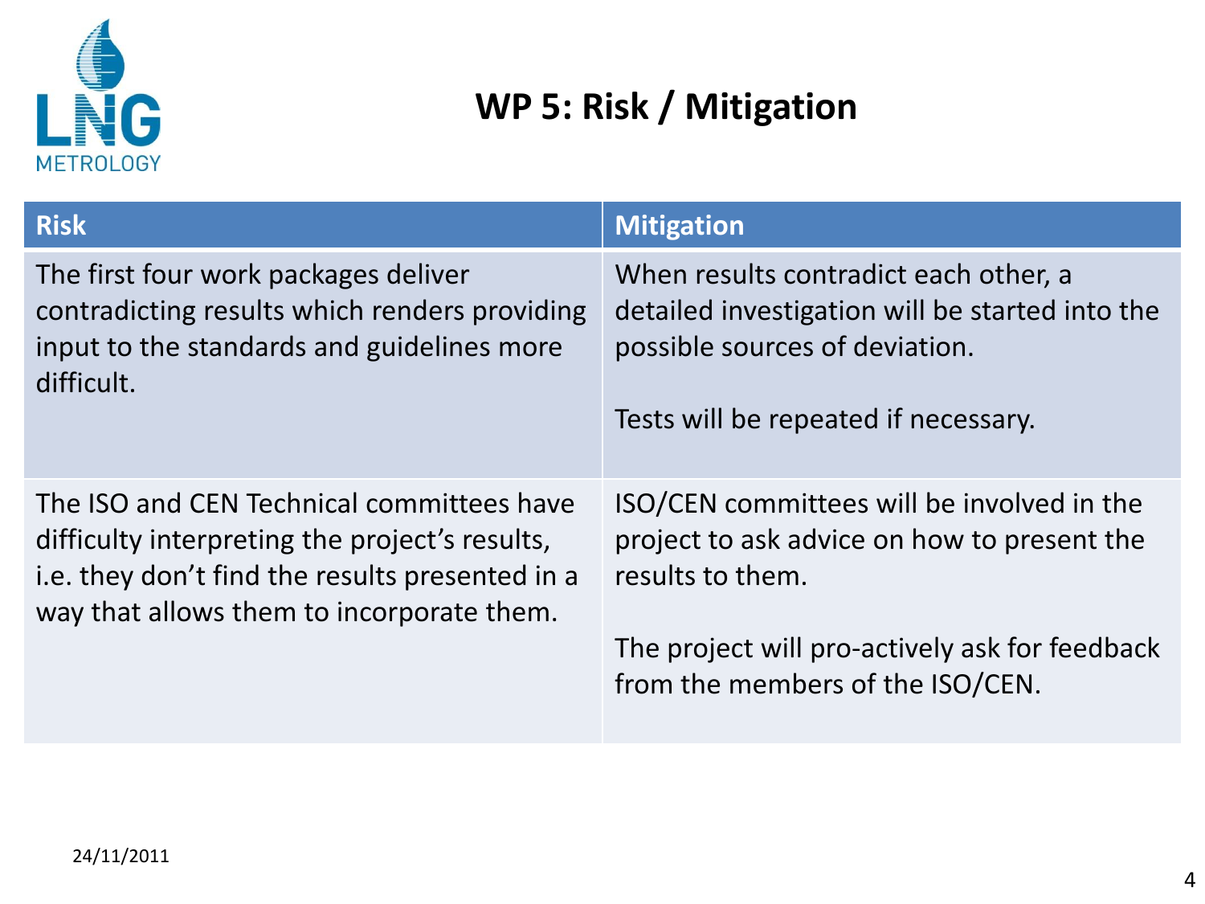# WP 5: Risk / Mitigation

| Risk | Mitigation |
| --- | --- |
| The first four work packages deliver contradicting results which renders providing input to the standards and guidelines more difficult. | When results contradict each other, a detailed investigation will be started into the possible sources of deviation.<br><br>Tests will be repeated if necessary. |
| The ISO and CEN Technical committees have difficulty interpreting the project's results, i.e. they don't find the results presented in a way that allows them to incorporate them. | ISO/CEN committees will be involved in the project to ask advice on how to present the results to them.<br><br>The project will pro-actively ask for feedback from the members of the ISO/CEN. |

24/11/2011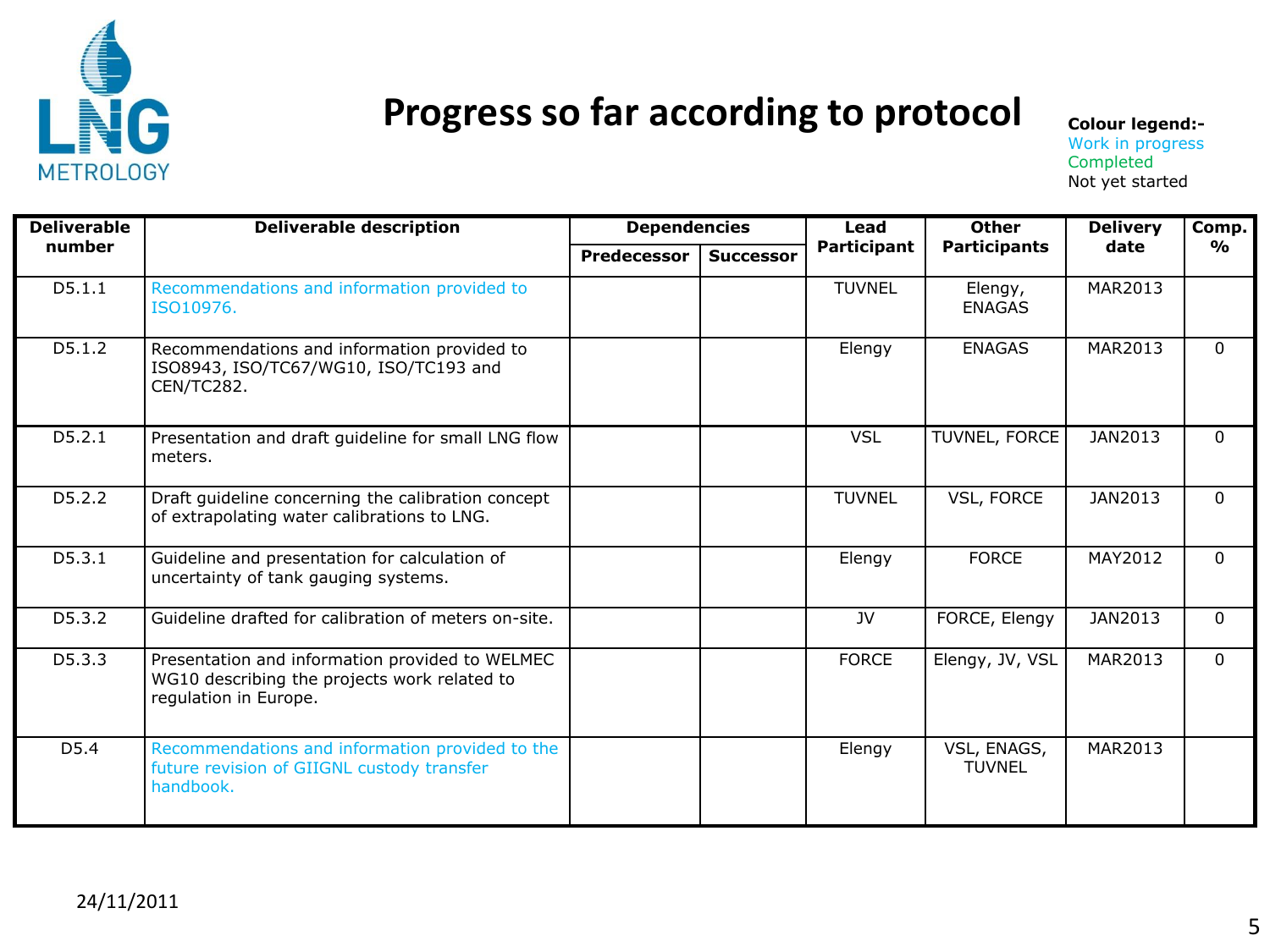# Progress so far according to protocol

**Colour legend:-**
Work in progress
Completed
Not yet started

| Deliverable number | Deliverable description | Dependencies | | Lead Participant | Other Participants | Delivery date | Comp. % |
|---|---|---|---|---|---|---|---|
| | | Predecessor | Successor | | | | |
| D5.1.1 | Recommendations and information provided to ISO10976. | | | TUVNEL | Elengy, ENAGAS | MAR2013 | |
| D5.1.2 | Recommendations and information provided to ISO8943, ISO/TC67/WG10, ISO/TC193 and CEN/TC282. | | | Elengy | ENAGAS | MAR2013 | 0 |
| D5.2.1 | Presentation and draft guideline for small LNG flow meters. | | | VSL | TUVNEL, FORCE | JAN2013 | 0 |
| D5.2.2 | Draft guideline concerning the calibration concept of extrapolating water calibrations to LNG. | | | TUVNEL | VSL, FORCE | JAN2013 | 0 |
| D5.3.1 | Guideline and presentation for calculation of uncertainty of tank gauging systems. | | | Elengy | FORCE | MAY2012 | 0 |
| D5.3.2 | Guideline drafted for calibration of meters on-site. | | | JV | FORCE, Elengy | JAN2013 | 0 |
| D5.3.3 | Presentation and information provided to WELMEC WG10 describing the projects work related to regulation in Europe. | | | FORCE | Elengy, JV, VSL | MAR2013 | 0 |
| D5.4 | Recommendations and information provided to the future revision of GIIGNL custody transfer handbook. | | | Elengy | VSL, ENAGS, TUVNEL | MAR2013 | |

24/11/2011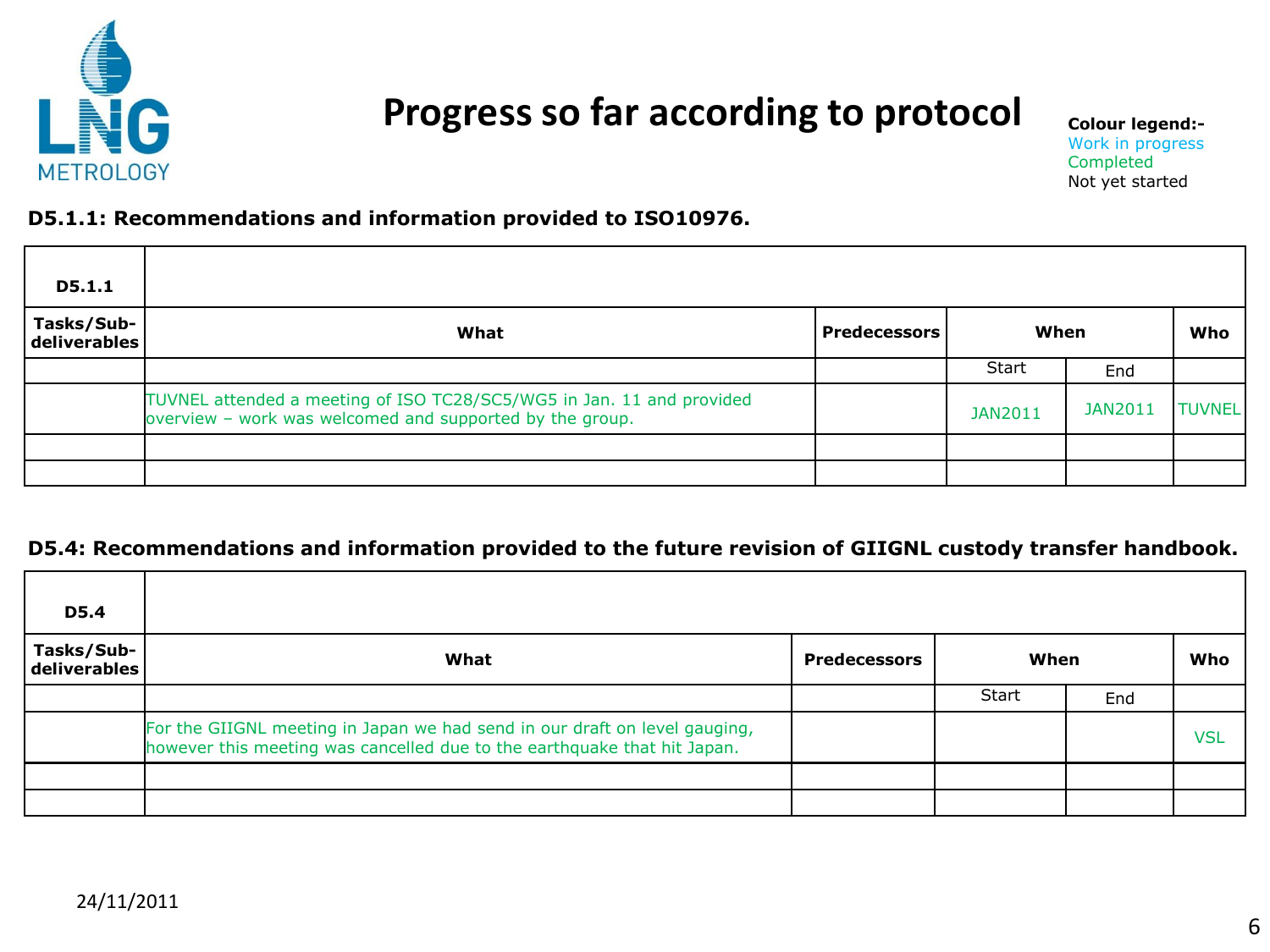# Progress so far according to protocol

**Colour legend:-**
Work in progress
Completed
Not yet started

### D5.1.1: Recommendations and information provided to ISO10976.

| **D5.1.1** | | | | | |
|---|---|---|---|---|---|
| **Tasks/Sub-deliverables** | **What** | **Predecessors** | **When** | | **Who** |
| | | | Start | End | |
| | TUVNEL attended a meeting of ISO TC28/SC5/WG5 in Jan. 11 and provided overview – work was welcomed and supported by the group. | | JAN2011 | JAN2011 | TUVNEL |
| | | | | | |
| | | | | | |

### D5.4: Recommendations and information provided to the future revision of GIIGNL custody transfer handbook.

| **D5.4** | | | | | |
|---|---|---|---|---|---|
| **Tasks/Sub-deliverables** | **What** | **Predecessors** | **When** | | **Who** |
| | | | Start | End | |
| | For the GIIGNL meeting in Japan we had send in our draft on level gauging, however this meeting was cancelled due to the earthquake that hit Japan. | | | | VSL |
| | | | | | |
| | | | | | |

24/11/2011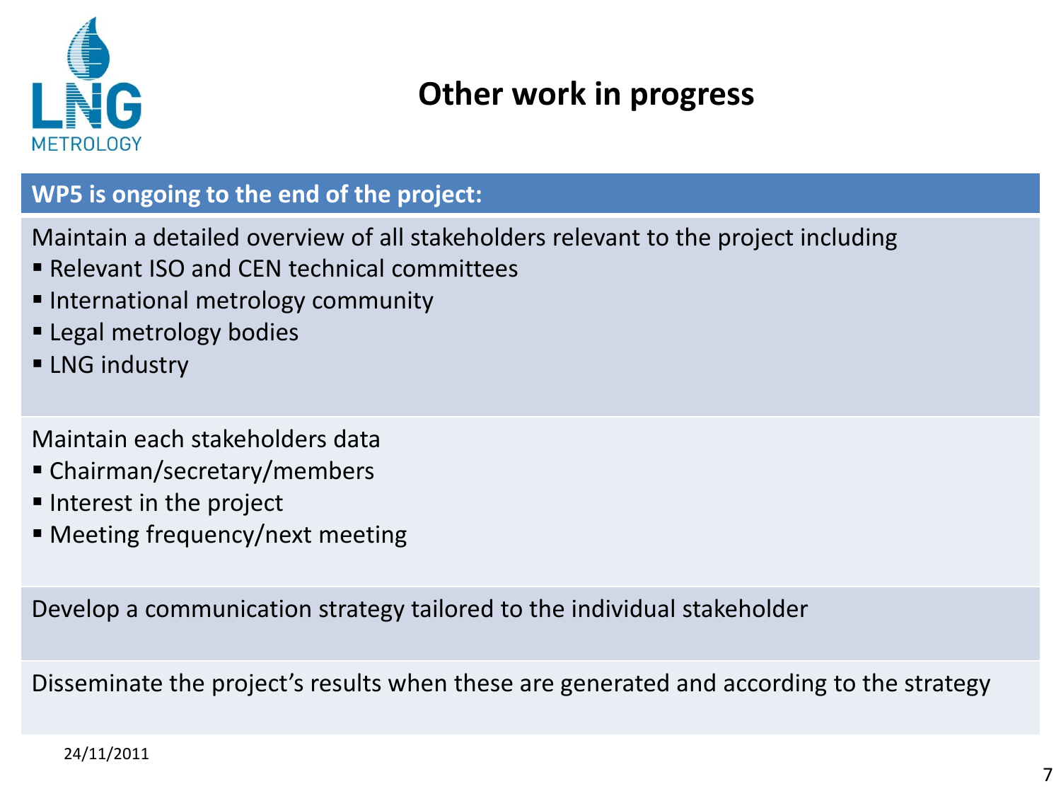# Other work in progress

**WP5 is ongoing to the end of the project:**

Maintain a detailed overview of all stakeholders relevant to the project including

- Relevant ISO and CEN technical committees
- International metrology community
- Legal metrology bodies
- LNG industry

Maintain each stakeholders data

- Chairman/secretary/members
- Interest in the project
- Meeting frequency/next meeting

Develop a communication strategy tailored to the individual stakeholder

Disseminate the project's results when these are generated and according to the strategy

24/11/2011